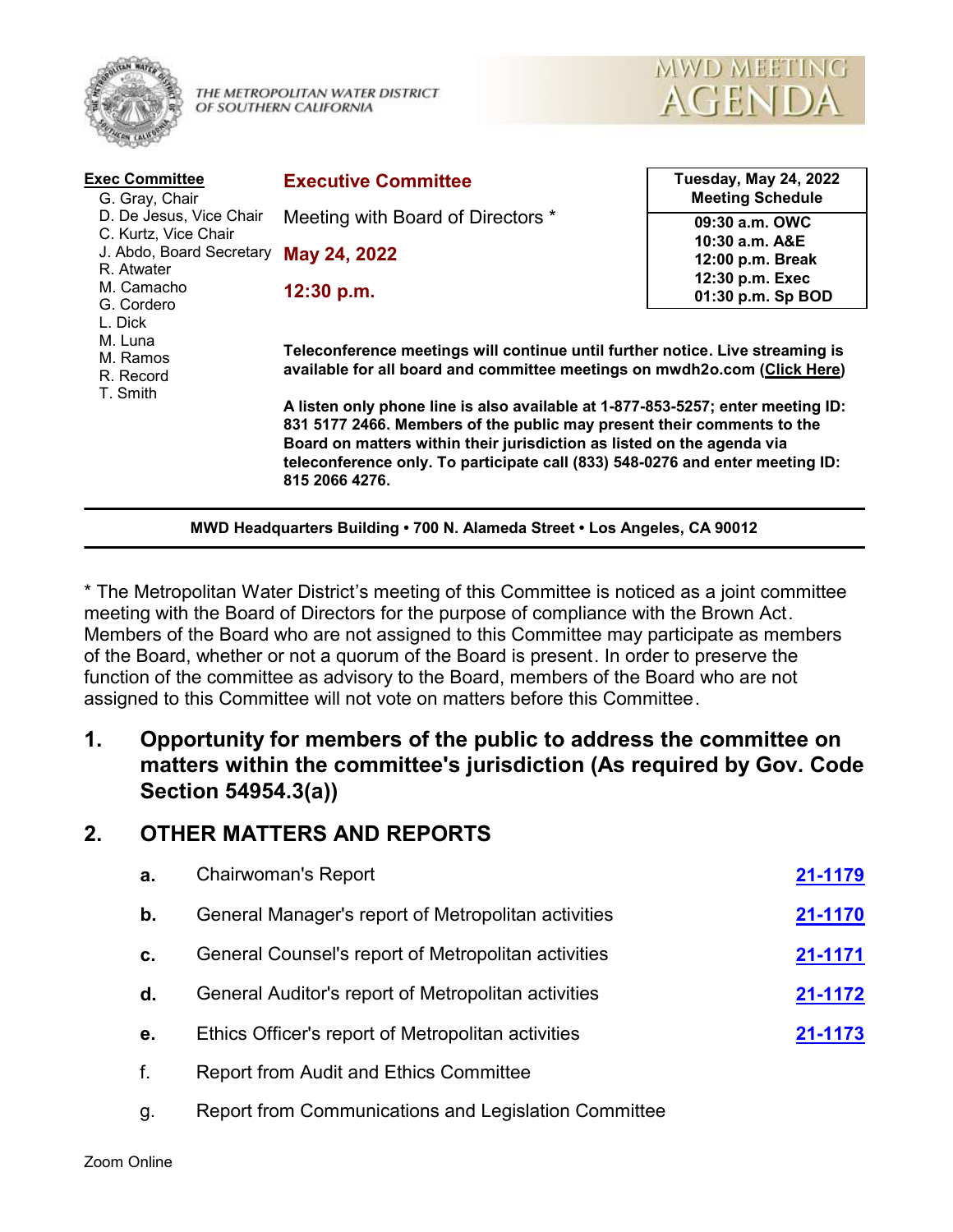THE METROPOLITAN WATER DISTRICT OF SOUTHERN CALIFORNIA

# MWD MEETING AGENDA

**Exec Committee**
- G. Gray, Chair
- D. De Jesus, Vice Chair
- C. Kurtz, Vice Chair
- J. Abdo, Board Secretary
- R. Atwater
- M. Camacho
- G. Cordero
- L. Dick
- M. Luna
- M. Ramos
- R. Record
- T. Smith

## Executive Committee

Meeting with Board of Directors *

**May 24, 2022**

**12:30 p.m.**

| Tuesday, May 24, 2022 Meeting Schedule |
|---|
| 09:30 a.m. OWC |
| 10:30 a.m. A&E |
| 12:00 p.m. Break |
| 12:30 p.m. Exec |
| 01:30 p.m. Sp BOD |

**Teleconference meetings will continue until further notice. Live streaming is available for all board and committee meetings on mwdh2o.com (Click Here)**

**A listen only phone line is also available at 1-877-853-5257; enter meeting ID: 831 5177 2466. Members of the public may present their comments to the Board on matters within their jurisdiction as listed on the agenda via teleconference only. To participate call (833) 548-0276 and enter meeting ID: 815 2066 4276.**

**MWD Headquarters Building • 700 N. Alameda Street • Los Angeles, CA 90012**

* The Metropolitan Water District's meeting of this Committee is noticed as a joint committee meeting with the Board of Directors for the purpose of compliance with the Brown Act. Members of the Board who are not assigned to this Committee may participate as members of the Board, whether or not a quorum of the Board is present. In order to preserve the function of the committee as advisory to the Board, members of the Board who are not assigned to this Committee will not vote on matters before this Committee.

## 1. Opportunity for members of the public to address the committee on matters within the committee's jurisdiction (As required by Gov. Code Section 54954.3(a))

## 2. OTHER MATTERS AND REPORTS

| | | |
|---|---|---|
| **a.** | Chairwoman's Report | **21-1179** |
| **b.** | General Manager's report of Metropolitan activities | **21-1170** |
| **c.** | General Counsel's report of Metropolitan activities | **21-1171** |
| **d.** | General Auditor's report of Metropolitan activities | **21-1172** |
| **e.** | Ethics Officer's report of Metropolitan activities | **21-1173** |
| f. | Report from Audit and Ethics Committee | |
| g. | Report from Communications and Legislation Committee | |

Zoom Online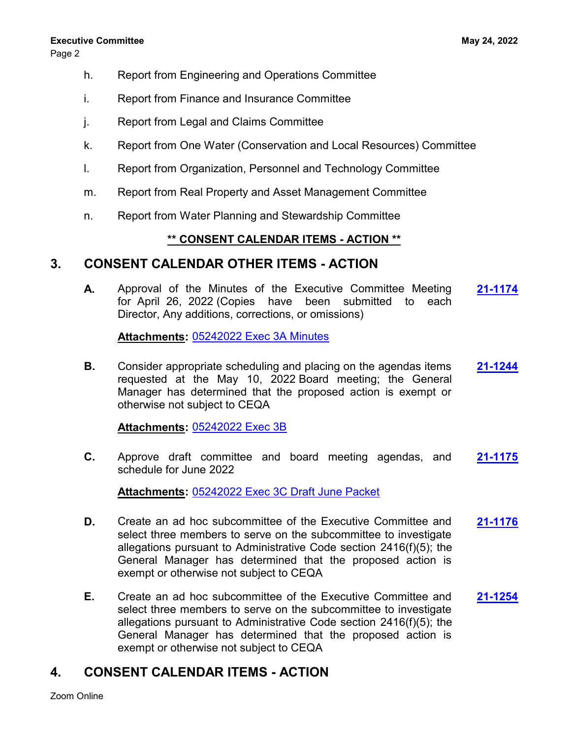h. Report from Engineering and Operations Committee

i. Report from Finance and Insurance Committee

j. Report from Legal and Claims Committee

k. Report from One Water (Conservation and Local Resources) Committee

l. Report from Organization, Personnel and Technology Committee

m. Report from Real Property and Asset Management Committee

n. Report from Water Planning and Stewardship Committee

**\*\* CONSENT CALENDAR ITEMS - ACTION \*\***

## 3. CONSENT CALENDAR OTHER ITEMS - ACTION

**A.** Approval of the Minutes of the Executive Committee Meeting for April 26, 2022 (Copies have been submitted to each Director, Any additions, corrections, or omissions) **21-1174**

**Attachments:** 05242022 Exec 3A Minutes

**B.** Consider appropriate scheduling and placing on the agendas items requested at the May 10, 2022 Board meeting; the General Manager has determined that the proposed action is exempt or otherwise not subject to CEQA **21-1244**

**Attachments:** 05242022 Exec 3B

**C.** Approve draft committee and board meeting agendas, and schedule for June 2022 **21-1175**

**Attachments:** 05242022 Exec 3C Draft June Packet

**D.** Create an ad hoc subcommittee of the Executive Committee and select three members to serve on the subcommittee to investigate allegations pursuant to Administrative Code section 2416(f)(5); the General Manager has determined that the proposed action is exempt or otherwise not subject to CEQA **21-1176**

**E.** Create an ad hoc subcommittee of the Executive Committee and select three members to serve on the subcommittee to investigate allegations pursuant to Administrative Code section 2416(f)(5); the General Manager has determined that the proposed action is exempt or otherwise not subject to CEQA **21-1254**

## 4. CONSENT CALENDAR ITEMS - ACTION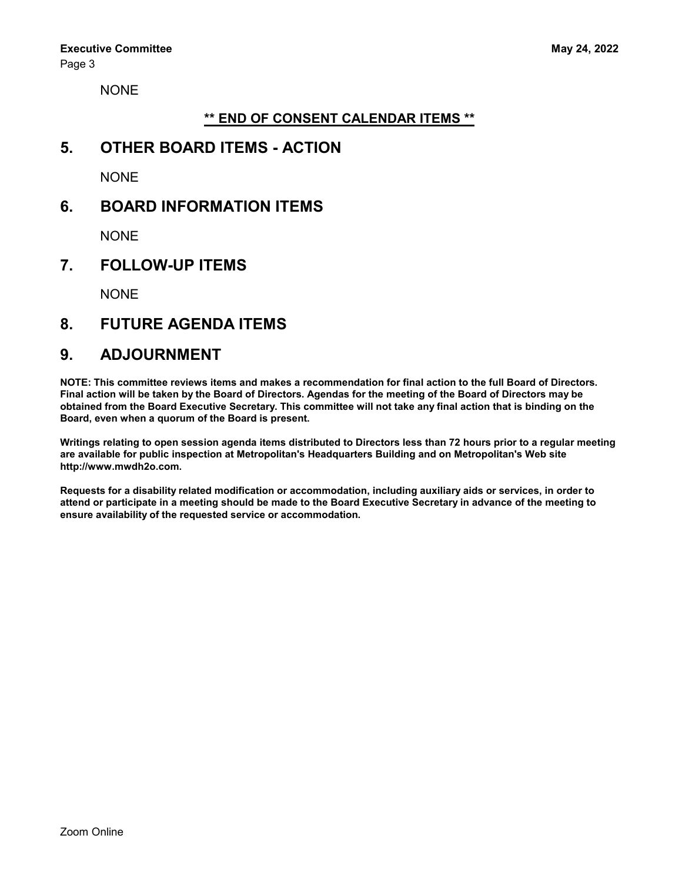NONE

**\*\* END OF CONSENT CALENDAR ITEMS \*\***

## 5. OTHER BOARD ITEMS - ACTION

NONE

## 6. BOARD INFORMATION ITEMS

NONE

## 7. FOLLOW-UP ITEMS

NONE

## 8. FUTURE AGENDA ITEMS

## 9. ADJOURNMENT

**NOTE: This committee reviews items and makes a recommendation for final action to the full Board of Directors. Final action will be taken by the Board of Directors. Agendas for the meeting of the Board of Directors may be obtained from the Board Executive Secretary. This committee will not take any final action that is binding on the Board, even when a quorum of the Board is present.**

**Writings relating to open session agenda items distributed to Directors less than 72 hours prior to a regular meeting are available for public inspection at Metropolitan's Headquarters Building and on Metropolitan's Web site http://www.mwdh2o.com.**

**Requests for a disability related modification or accommodation, including auxiliary aids or services, in order to attend or participate in a meeting should be made to the Board Executive Secretary in advance of the meeting to ensure availability of the requested service or accommodation.**